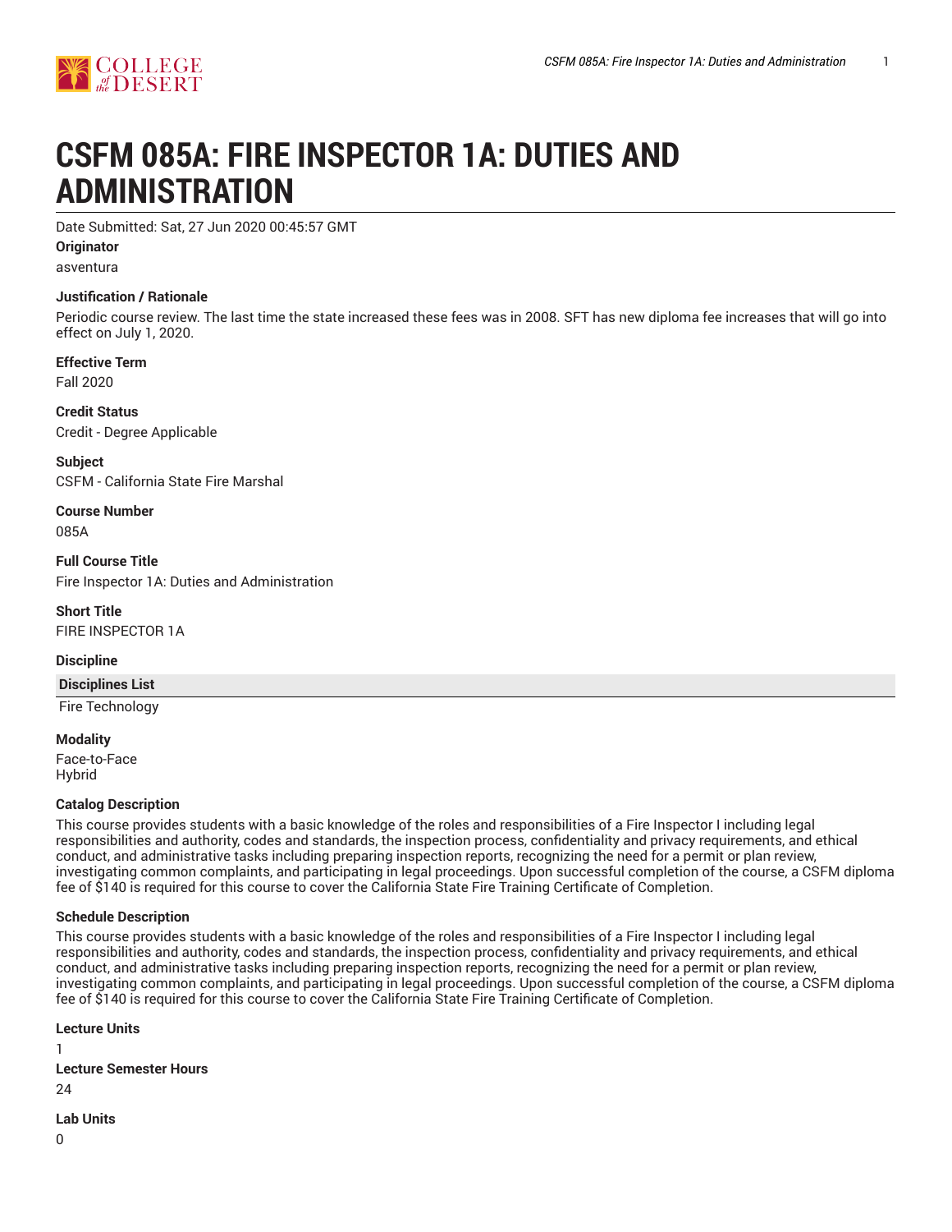# CSFM 085A: FIRE INSPECTOR 1A: DUTIES AND ADMINISTRATION

Date Submitted: Sat, 27 Jun 2020 00:45:57 GMT

**Originator**

asventura

**Justification / Rationale**

Periodic course review. The last time the state increased these fees was in 2008. SFT has new diploma fee increases that will go into effect on July 1, 2020.

**Effective Term**

Fall 2020

**Credit Status**

Credit - Degree Applicable

**Subject**

CSFM - California State Fire Marshal

**Course Number**

085A

**Full Course Title**

Fire Inspector 1A: Duties and Administration

**Short Title**

FIRE INSPECTOR 1A

**Discipline**

| Disciplines List |
| --- |
| Fire Technology |

**Modality**

Face-to-Face
Hybrid

**Catalog Description**

This course provides students with a basic knowledge of the roles and responsibilities of a Fire Inspector I including legal responsibilities and authority, codes and standards, the inspection process, confidentiality and privacy requirements, and ethical conduct, and administrative tasks including preparing inspection reports, recognizing the need for a permit or plan review, investigating common complaints, and participating in legal proceedings. Upon successful completion of the course, a CSFM diploma fee of $140 is required for this course to cover the California State Fire Training Certificate of Completion.

**Schedule Description**

This course provides students with a basic knowledge of the roles and responsibilities of a Fire Inspector I including legal responsibilities and authority, codes and standards, the inspection process, confidentiality and privacy requirements, and ethical conduct, and administrative tasks including preparing inspection reports, recognizing the need for a permit or plan review, investigating common complaints, and participating in legal proceedings. Upon successful completion of the course, a CSFM diploma fee of $140 is required for this course to cover the California State Fire Training Certificate of Completion.

**Lecture Units**

1

**Lecture Semester Hours**

24

**Lab Units**

0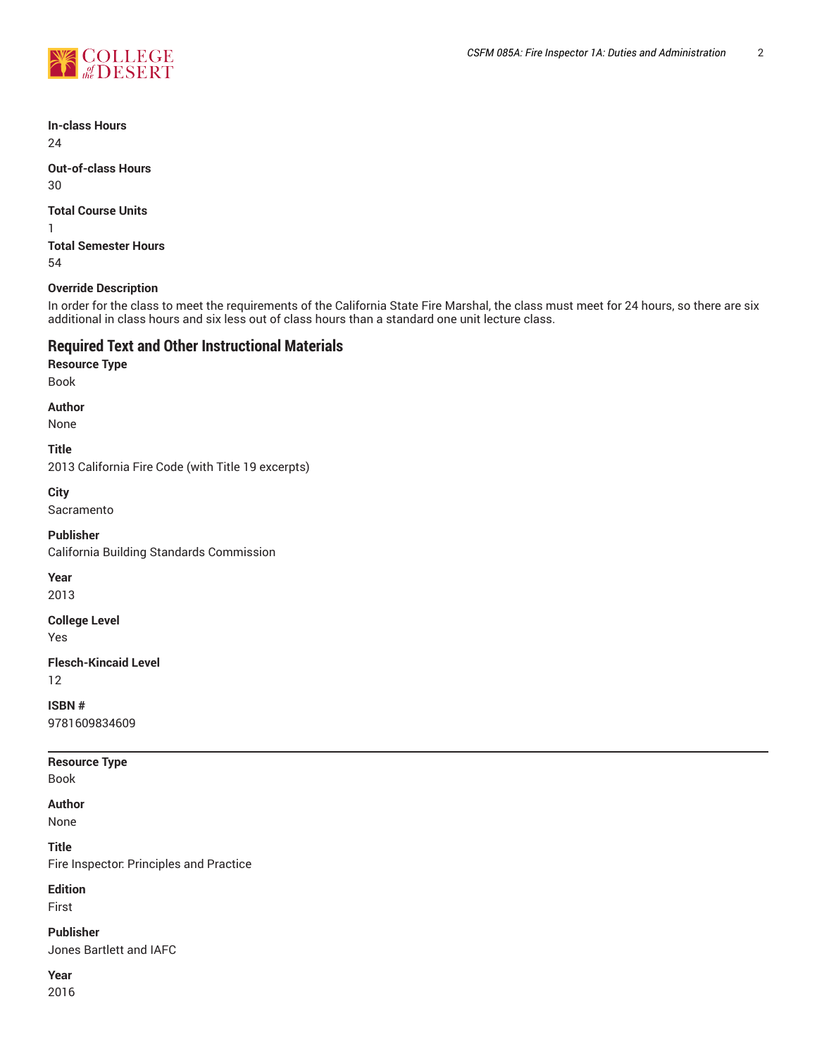**In-class Hours**
24

**Out-of-class Hours**
30

**Total Course Units**
1

**Total Semester Hours**
54

**Override Description**
In order for the class to meet the requirements of the California State Fire Marshal, the class must meet for 24 hours, so there are six additional in class hours and six less out of class hours than a standard one unit lecture class.

## Required Text and Other Instructional Materials

**Resource Type**
Book

**Author**
None

**Title**
2013 California Fire Code (with Title 19 excerpts)

**City**
Sacramento

**Publisher**
California Building Standards Commission

**Year**
2013

**College Level**
Yes

**Flesch-Kincaid Level**
12

**ISBN #**
9781609834609

---

**Resource Type**
Book

**Author**
None

**Title**
Fire Inspector: Principles and Practice

**Edition**
First

**Publisher**
Jones Bartlett and IAFC

**Year**
2016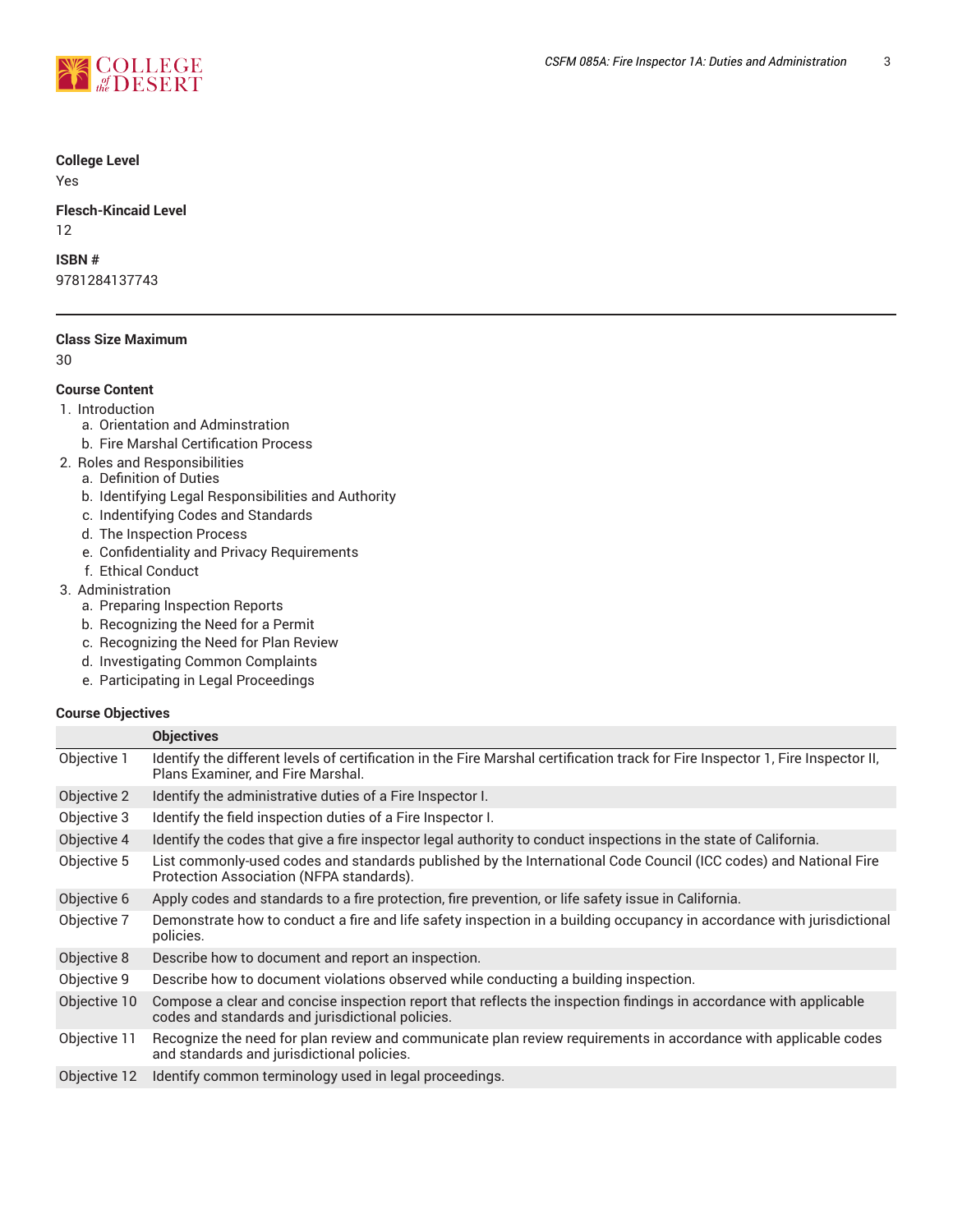**College Level**

Yes

**Flesch-Kincaid Level**

12

**ISBN #**

9781284137743

---

**Class Size Maximum**

30

**Course Content**

1. Introduction
    a. Orientation and Adminstration
    b. Fire Marshal Certification Process
2. Roles and Responsibilities
    a. Definition of Duties
    b. Identifying Legal Responsibilities and Authority
    c. Indentifying Codes and Standards
    d. The Inspection Process
    e. Confidentiality and Privacy Requirements
    f. Ethical Conduct
3. Administration
    a. Preparing Inspection Reports
    b. Recognizing the Need for a Permit
    c. Recognizing the Need for Plan Review
    d. Investigating Common Complaints
    e. Participating in Legal Proceedings

**Course Objectives**

| | Objectives |
|---|---|
| Objective 1 | Identify the different levels of certification in the Fire Marshal certification track for Fire Inspector 1, Fire Inspector II, Plans Examiner, and Fire Marshal. |
| Objective 2 | Identify the administrative duties of a Fire Inspector I. |
| Objective 3 | Identify the field inspection duties of a Fire Inspector I. |
| Objective 4 | Identify the codes that give a fire inspector legal authority to conduct inspections in the state of California. |
| Objective 5 | List commonly-used codes and standards published by the International Code Council (ICC codes) and National Fire Protection Association (NFPA standards). |
| Objective 6 | Apply codes and standards to a fire protection, fire prevention, or life safety issue in California. |
| Objective 7 | Demonstrate how to conduct a fire and life safety inspection in a building occupancy in accordance with jurisdictional policies. |
| Objective 8 | Describe how to document and report an inspection. |
| Objective 9 | Describe how to document violations observed while conducting a building inspection. |
| Objective 10 | Compose a clear and concise inspection report that reflects the inspection findings in accordance with applicable codes and standards and jurisdictional policies. |
| Objective 11 | Recognize the need for plan review and communicate plan review requirements in accordance with applicable codes and standards and jurisdictional policies. |
| Objective 12 | Identify common terminology used in legal proceedings. |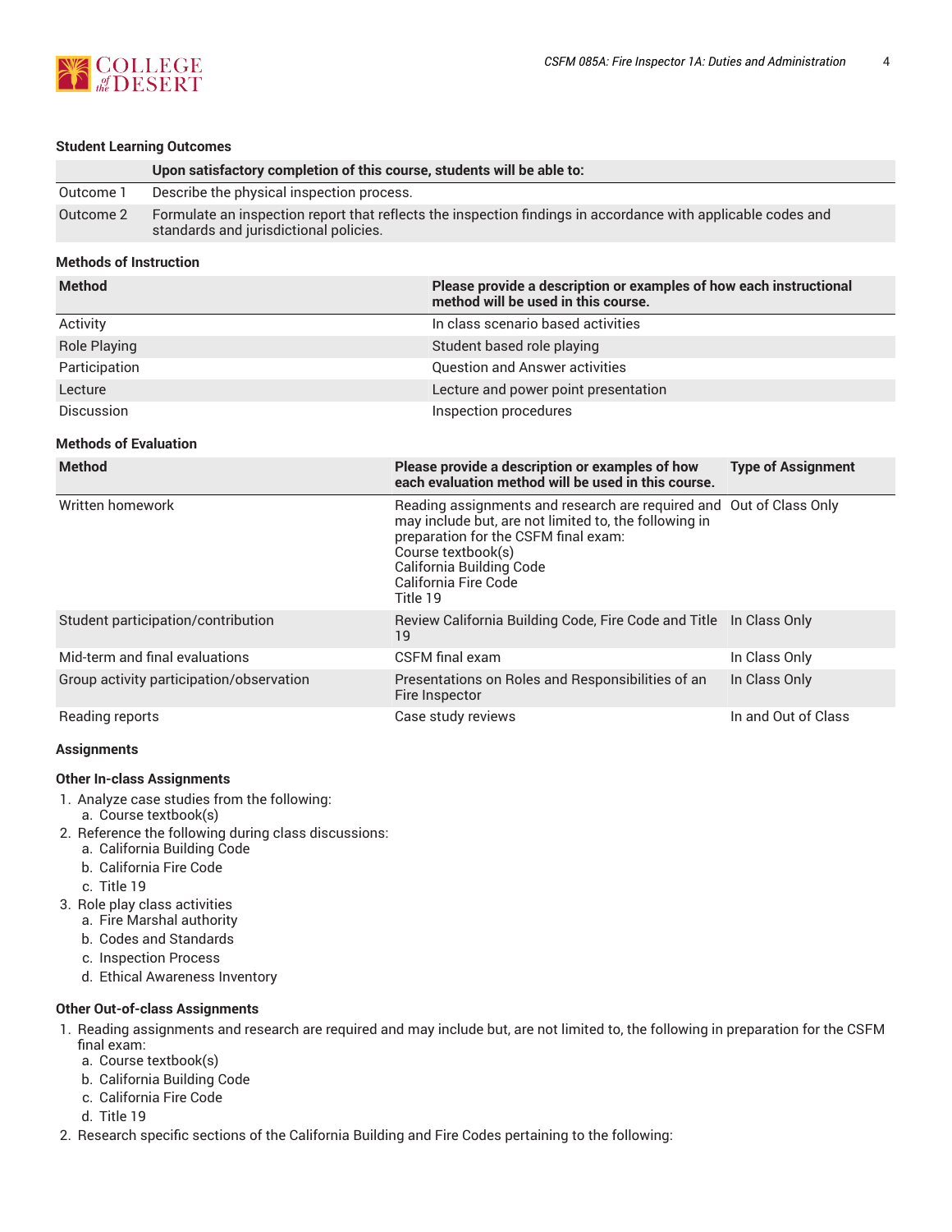### Student Learning Outcomes

| | Upon satisfactory completion of this course, students will be able to: |
|---|---|
| Outcome 1 | Describe the physical inspection process. |
| Outcome 2 | Formulate an inspection report that reflects the inspection findings in accordance with applicable codes and standards and jurisdictional policies. |

### Methods of Instruction

| Method | Please provide a description or examples of how each instructional method will be used in this course. |
|---|---|
| Activity | In class scenario based activities |
| Role Playing | Student based role playing |
| Participation | Question and Answer activities |
| Lecture | Lecture and power point presentation |
| Discussion | Inspection procedures |

### Methods of Evaluation

| Method | Please provide a description or examples of how each evaluation method will be used in this course. | Type of Assignment |
|---|---|---|
| Written homework | Reading assignments and research are required and may include but, are not limited to, the following in preparation for the CSFM final exam:<br>Course textbook(s)<br>California Building Code<br>California Fire Code<br>Title 19 | Out of Class Only |
| Student participation/contribution | Review California Building Code, Fire Code and Title 19 | In Class Only |
| Mid-term and final evaluations | CSFM final exam | In Class Only |
| Group activity participation/observation | Presentations on Roles and Responsibilities of an Fire Inspector | In Class Only |
| Reading reports | Case study reviews | In and Out of Class |

### Assignments

#### Other In-class Assignments

1. Analyze case studies from the following:
   a. Course textbook(s)
2. Reference the following during class discussions:
   a. California Building Code
   b. California Fire Code
   c. Title 19
3. Role play class activities
   a. Fire Marshal authority
   b. Codes and Standards
   c. Inspection Process
   d. Ethical Awareness Inventory

#### Other Out-of-class Assignments

1. Reading assignments and research are required and may include but, are not limited to, the following in preparation for the CSFM final exam:
   a. Course textbook(s)
   b. California Building Code
   c. California Fire Code
   d. Title 19
2. Research specific sections of the California Building and Fire Codes pertaining to the following: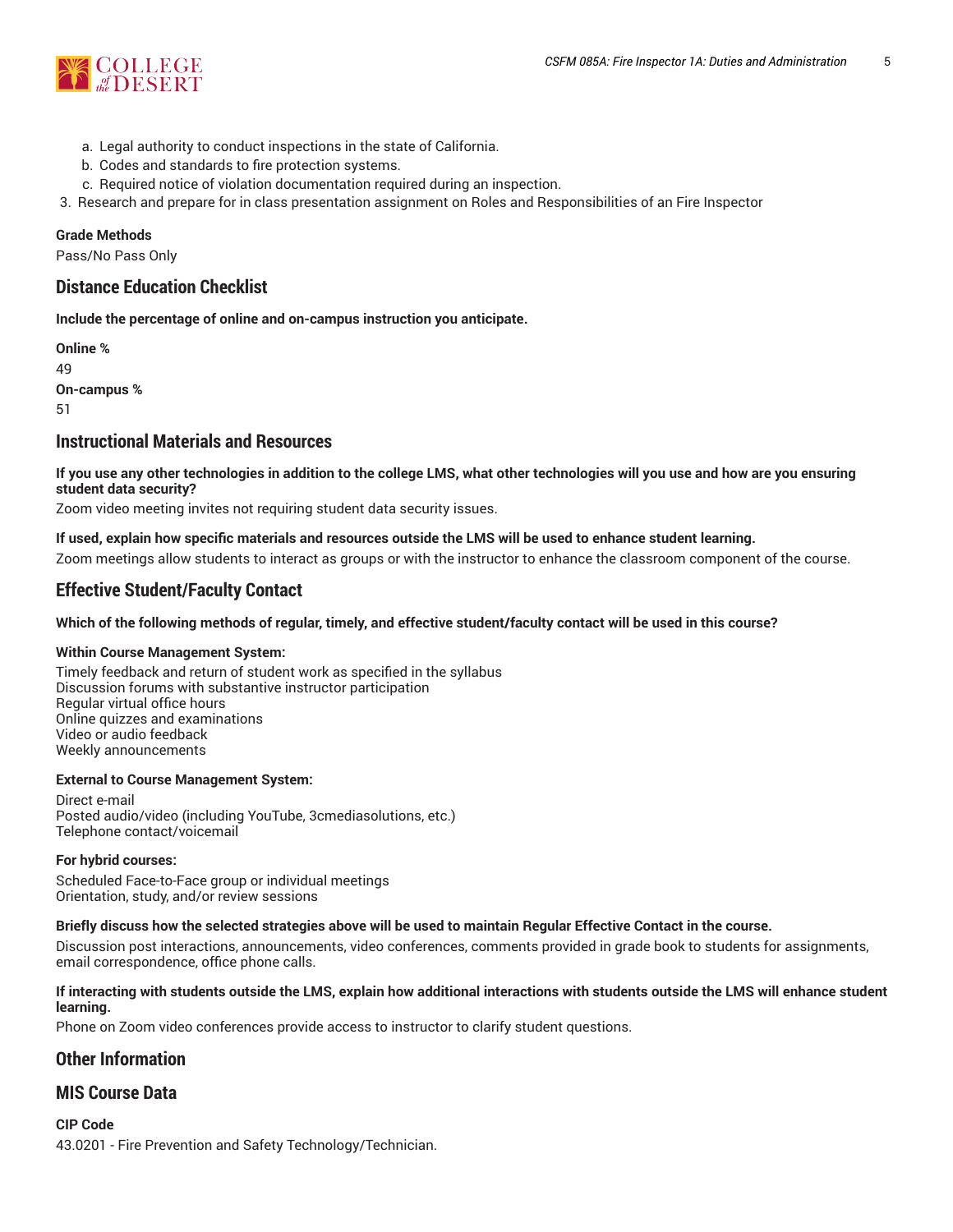a. Legal authority to conduct inspections in the state of California.
   b. Codes and standards to fire protection systems.
   c. Required notice of violation documentation required during an inspection.
3. Research and prepare for in class presentation assignment on Roles and Responsibilities of an Fire Inspector

**Grade Methods**

Pass/No Pass Only

## Distance Education Checklist

**Include the percentage of online and on-campus instruction you anticipate.**

**Online %**

49

**On-campus %**

51

## Instructional Materials and Resources

**If you use any other technologies in addition to the college LMS, what other technologies will you use and how are you ensuring student data security?**

Zoom video meeting invites not requiring student data security issues.

**If used, explain how specific materials and resources outside the LMS will be used to enhance student learning.**

Zoom meetings allow students to interact as groups or with the instructor to enhance the classroom component of the course.

## Effective Student/Faculty Contact

**Which of the following methods of regular, timely, and effective student/faculty contact will be used in this course?**

**Within Course Management System:**

Timely feedback and return of student work as specified in the syllabus
Discussion forums with substantive instructor participation
Regular virtual office hours
Online quizzes and examinations
Video or audio feedback
Weekly announcements

**External to Course Management System:**

Direct e-mail
Posted audio/video (including YouTube, 3cmediasolutions, etc.)
Telephone contact/voicemail

**For hybrid courses:**

Scheduled Face-to-Face group or individual meetings
Orientation, study, and/or review sessions

**Briefly discuss how the selected strategies above will be used to maintain Regular Effective Contact in the course.**

Discussion post interactions, announcements, video conferences, comments provided in grade book to students for assignments, email correspondence, office phone calls.

**If interacting with students outside the LMS, explain how additional interactions with students outside the LMS will enhance student learning.**

Phone on Zoom video conferences provide access to instructor to clarify student questions.

## Other Information

## MIS Course Data

**CIP Code**

43.0201 - Fire Prevention and Safety Technology/Technician.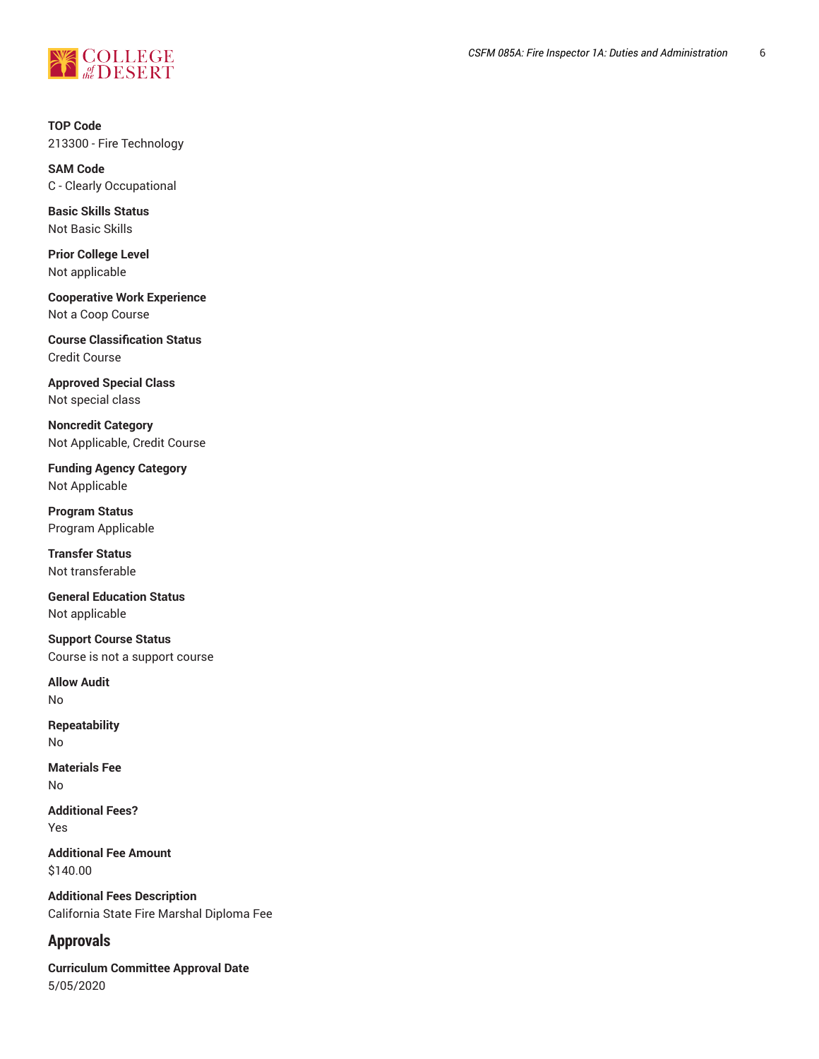**TOP Code**
213300 - Fire Technology

**SAM Code**
C - Clearly Occupational

**Basic Skills Status**
Not Basic Skills

**Prior College Level**
Not applicable

**Cooperative Work Experience**
Not a Coop Course

**Course Classification Status**
Credit Course

**Approved Special Class**
Not special class

**Noncredit Category**
Not Applicable, Credit Course

**Funding Agency Category**
Not Applicable

**Program Status**
Program Applicable

**Transfer Status**
Not transferable

**General Education Status**
Not applicable

**Support Course Status**
Course is not a support course

**Allow Audit**
No

**Repeatability**
No

**Materials Fee**
No

**Additional Fees?**
Yes

**Additional Fee Amount**
$140.00

**Additional Fees Description**
California State Fire Marshal Diploma Fee

## Approvals

**Curriculum Committee Approval Date**
5/05/2020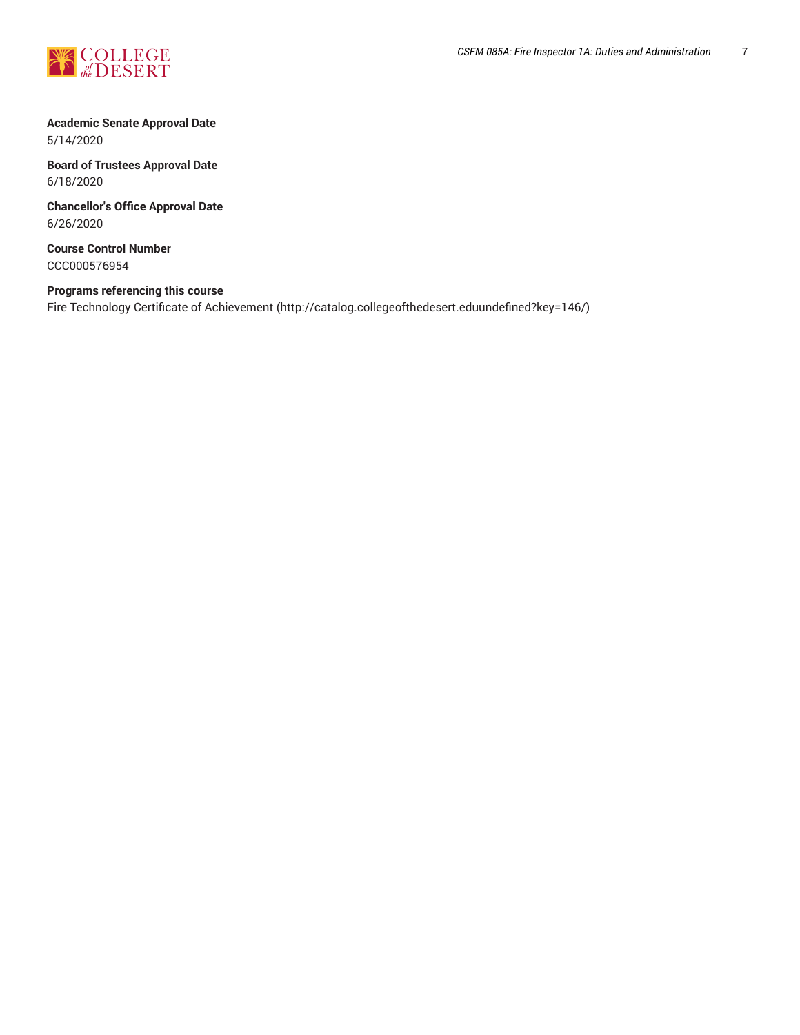**Academic Senate Approval Date**
5/14/2020

**Board of Trustees Approval Date**
6/18/2020

**Chancellor's Office Approval Date**
6/26/2020

**Course Control Number**
CCC000576954

**Programs referencing this course**
Fire Technology Certificate of Achievement (http://catalog.collegeofthedesert.eduundefined?key=146/)